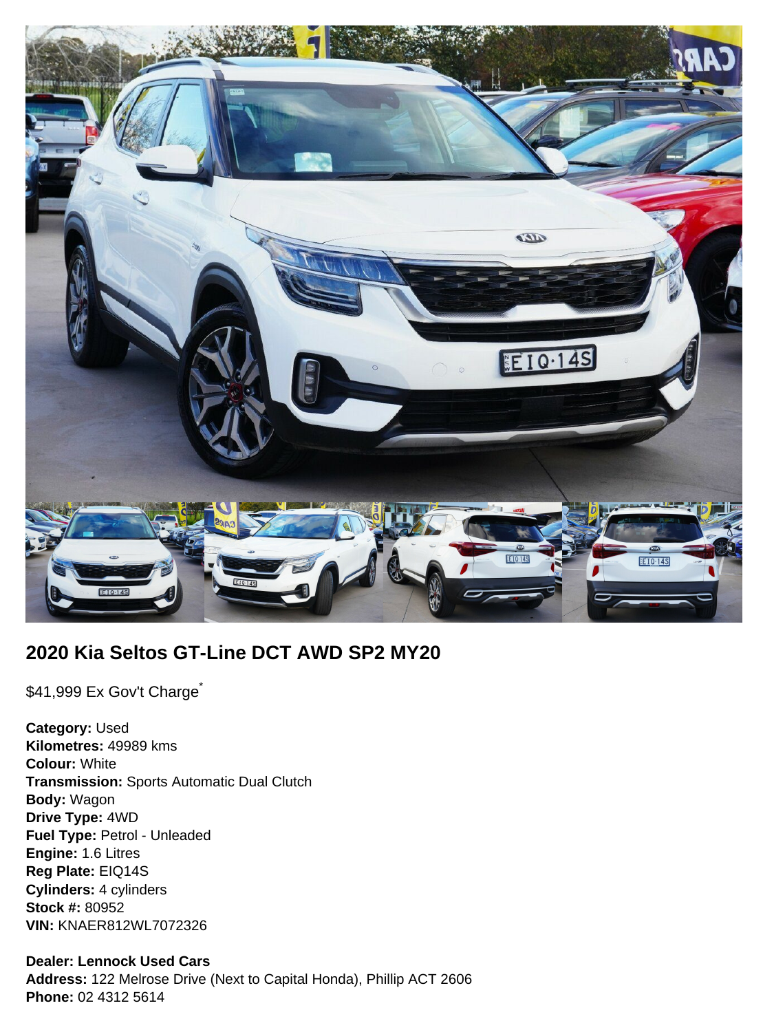## 2020 Kia Seltos GT-Line DCT AWD SP2 MY20

$41,999 Ex Gov't Charge*

**Category:** Used
**Kilometres:** 49989 kms
**Colour:** White
**Transmission:** Sports Automatic Dual Clutch
**Body:** Wagon
**Drive Type:** 4WD
**Fuel Type:** Petrol - Unleaded
**Engine:** 1.6 Litres
**Reg Plate:** EIQ14S
**Cylinders:** 4 cylinders
**Stock #:** 80952
**VIN:** KNAER812WL7072326

**Dealer: Lennock Used Cars**
**Address:** 122 Melrose Drive (Next to Capital Honda), Phillip ACT 2606
**Phone:** 02 4312 5614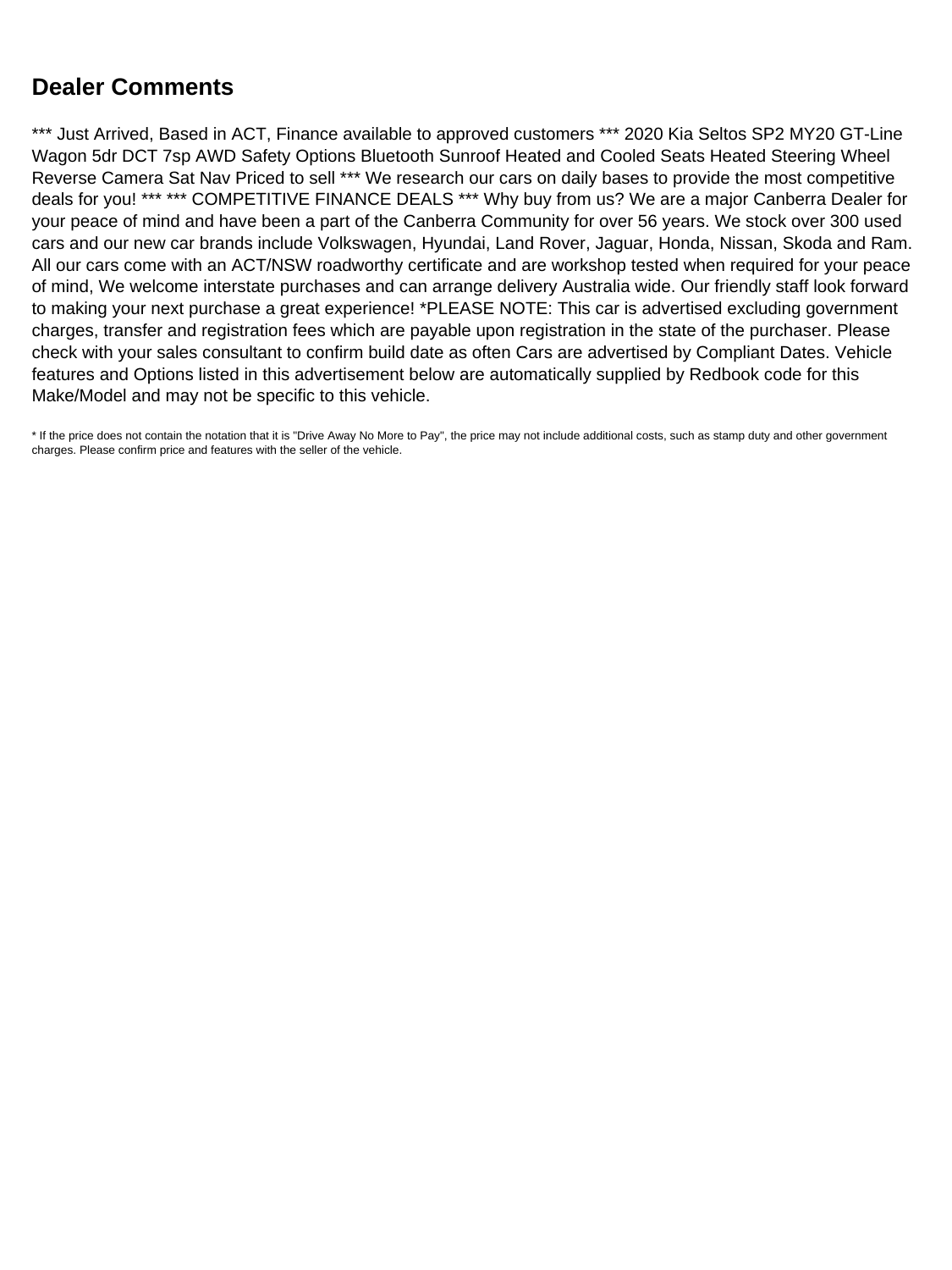## Dealer Comments

*** Just Arrived, Based in ACT, Finance available to approved customers *** 2020 Kia Seltos SP2 MY20 GT-Line Wagon 5dr DCT 7sp AWD Safety Options Bluetooth Sunroof Heated and Cooled Seats Heated Steering Wheel Reverse Camera Sat Nav Priced to sell *** We research our cars on daily bases to provide the most competitive deals for you! *** *** COMPETITIVE FINANCE DEALS *** Why buy from us? We are a major Canberra Dealer for your peace of mind and have been a part of the Canberra Community for over 56 years. We stock over 300 used cars and our new car brands include Volkswagen, Hyundai, Land Rover, Jaguar, Honda, Nissan, Skoda and Ram. All our cars come with an ACT/NSW roadworthy certificate and are workshop tested when required for your peace of mind, We welcome interstate purchases and can arrange delivery Australia wide. Our friendly staff look forward to making your next purchase a great experience! *PLEASE NOTE: This car is advertised excluding government charges, transfer and registration fees which are payable upon registration in the state of the purchaser. Please check with your sales consultant to confirm build date as often Cars are advertised by Compliant Dates. Vehicle features and Options listed in this advertisement below are automatically supplied by Redbook code for this Make/Model and may not be specific to this vehicle.

* If the price does not contain the notation that it is "Drive Away No More to Pay", the price may not include additional costs, such as stamp duty and other government charges. Please confirm price and features with the seller of the vehicle.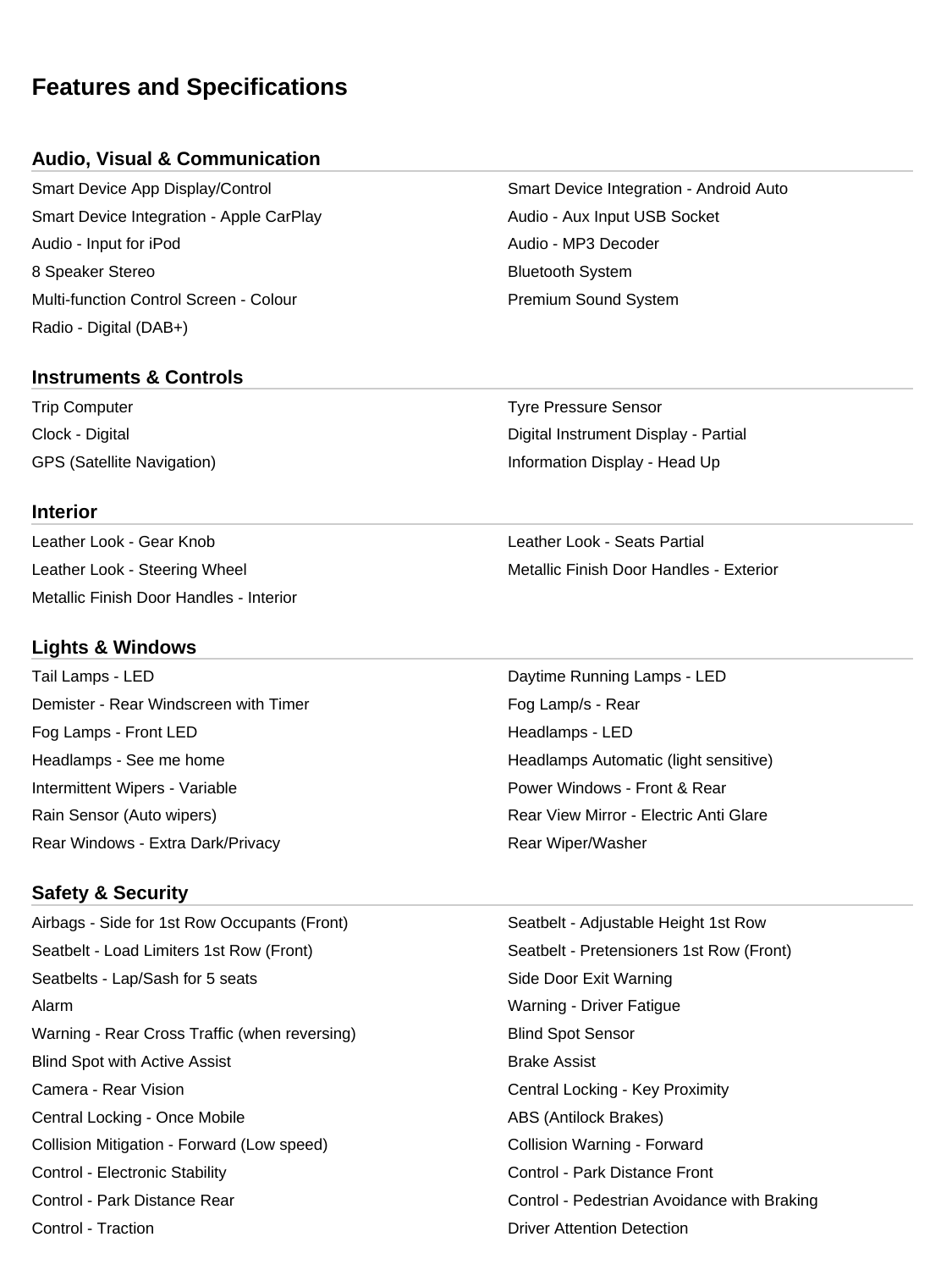# Features and Specifications

## Audio, Visual & Communication

- Smart Device App Display/Control
- Smart Device Integration - Android Auto
- Smart Device Integration - Apple CarPlay
- Audio - Aux Input USB Socket
- Audio - Input for iPod
- Audio - MP3 Decoder
- 8 Speaker Stereo
- Bluetooth System
- Multi-function Control Screen - Colour
- Premium Sound System
- Radio - Digital (DAB+)

## Instruments & Controls

- Trip Computer
- Tyre Pressure Sensor
- Clock - Digital
- Digital Instrument Display - Partial
- GPS (Satellite Navigation)
- Information Display - Head Up

## Interior

- Leather Look - Gear Knob
- Leather Look - Seats Partial
- Leather Look - Steering Wheel
- Metallic Finish Door Handles - Exterior
- Metallic Finish Door Handles - Interior

## Lights & Windows

- Tail Lamps - LED
- Daytime Running Lamps - LED
- Demister - Rear Windscreen with Timer
- Fog Lamp/s - Rear
- Fog Lamps - Front LED
- Headlamps - LED
- Headlamps - See me home
- Headlamps Automatic (light sensitive)
- Intermittent Wipers - Variable
- Power Windows - Front & Rear
- Rain Sensor (Auto wipers)
- Rear View Mirror - Electric Anti Glare
- Rear Windows - Extra Dark/Privacy
- Rear Wiper/Washer

## Safety & Security

- Airbags - Side for 1st Row Occupants (Front)
- Seatbelt - Adjustable Height 1st Row
- Seatbelt - Load Limiters 1st Row (Front)
- Seatbelt - Pretensioners 1st Row (Front)
- Seatbelts - Lap/Sash for 5 seats
- Side Door Exit Warning
- Alarm
- Warning - Driver Fatigue
- Warning - Rear Cross Traffic (when reversing)
- Blind Spot Sensor
- Blind Spot with Active Assist
- Brake Assist
- Camera - Rear Vision
- Central Locking - Key Proximity
- Central Locking - Once Mobile
- ABS (Antilock Brakes)
- Collision Mitigation - Forward (Low speed)
- Collision Warning - Forward
- Control - Electronic Stability
- Control - Park Distance Front
- Control - Park Distance Rear
- Control - Pedestrian Avoidance with Braking
- Control - Traction
- Driver Attention Detection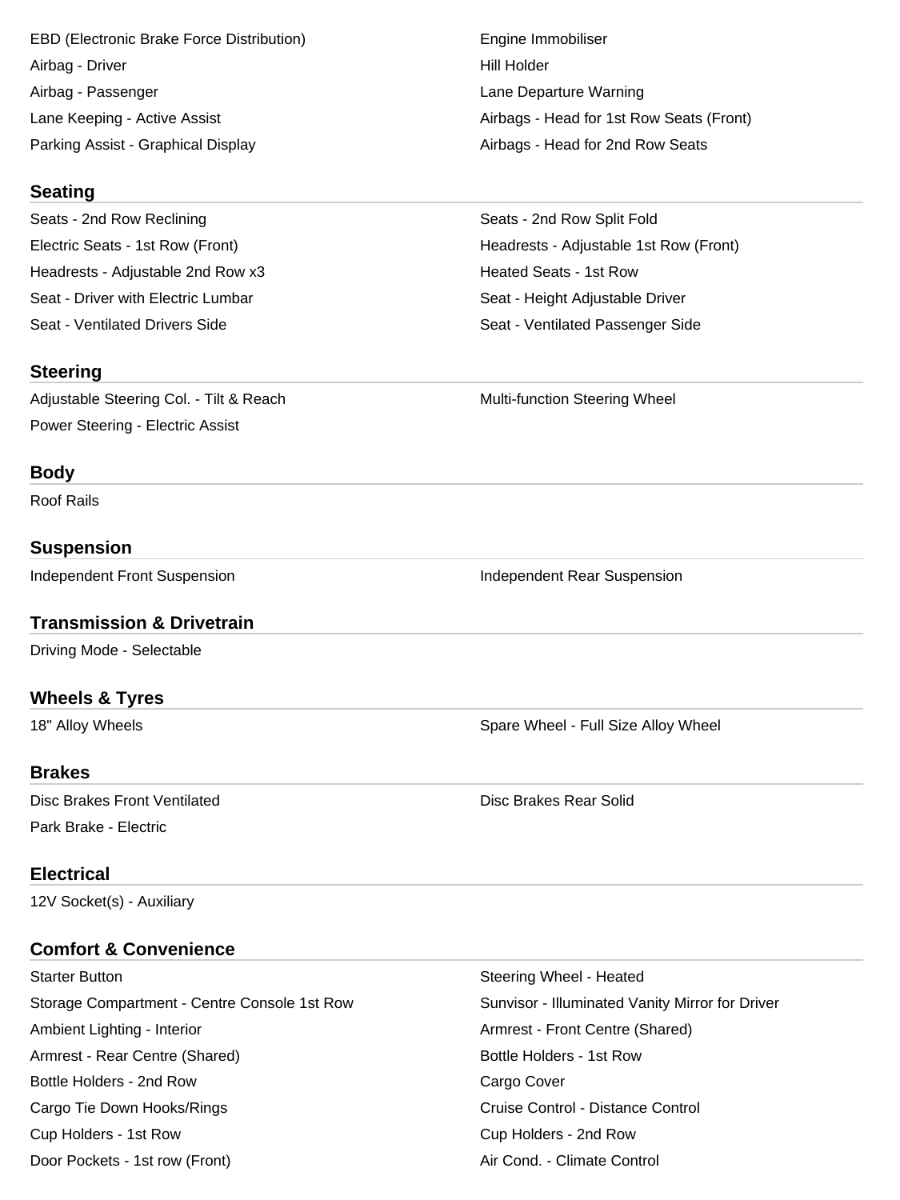- EBD (Electronic Brake Force Distribution)
- Engine Immobiliser
- Airbag - Driver
- Hill Holder
- Airbag - Passenger
- Lane Departure Warning
- Lane Keeping - Active Assist
- Airbags - Head for 1st Row Seats (Front)
- Parking Assist - Graphical Display
- Airbags - Head for 2nd Row Seats

## Seating

- Seats - 2nd Row Reclining
- Seats - 2nd Row Split Fold
- Electric Seats - 1st Row (Front)
- Headrests - Adjustable 1st Row (Front)
- Headrests - Adjustable 2nd Row x3
- Heated Seats - 1st Row
- Seat - Driver with Electric Lumbar
- Seat - Height Adjustable Driver
- Seat - Ventilated Drivers Side
- Seat - Ventilated Passenger Side

## Steering

- Adjustable Steering Col. - Tilt & Reach
- Multi-function Steering Wheel
- Power Steering - Electric Assist

## Body

- Roof Rails

## Suspension

- Independent Front Suspension
- Independent Rear Suspension

## Transmission & Drivetrain

- Driving Mode - Selectable

## Wheels & Tyres

- 18" Alloy Wheels
- Spare Wheel - Full Size Alloy Wheel

## Brakes

- Disc Brakes Front Ventilated
- Disc Brakes Rear Solid
- Park Brake - Electric

## Electrical

- 12V Socket(s) - Auxiliary

## Comfort & Convenience

- Starter Button
- Steering Wheel - Heated
- Storage Compartment - Centre Console 1st Row
- Sunvisor - Illuminated Vanity Mirror for Driver
- Ambient Lighting - Interior
- Armrest - Front Centre (Shared)
- Armrest - Rear Centre (Shared)
- Bottle Holders - 1st Row
- Bottle Holders - 2nd Row
- Cargo Cover
- Cargo Tie Down Hooks/Rings
- Cruise Control - Distance Control
- Cup Holders - 1st Row
- Cup Holders - 2nd Row
- Door Pockets - 1st row (Front)
- Air Cond. - Climate Control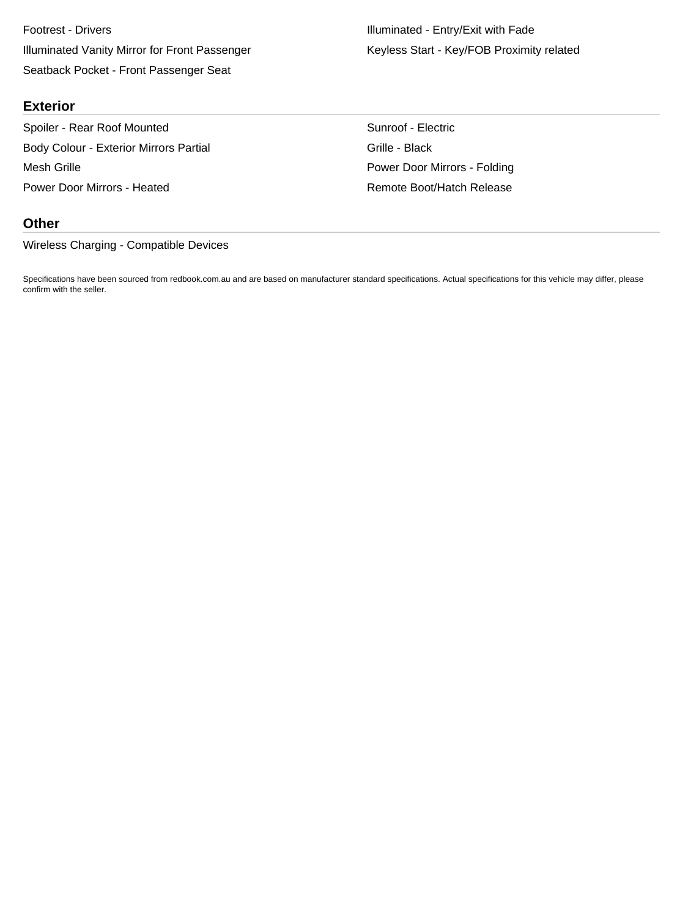Footrest - Drivers

Illuminated Vanity Mirror for Front Passenger

Seatback Pocket - Front Passenger Seat

Illuminated - Entry/Exit with Fade

Keyless Start - Key/FOB Proximity related

## Exterior

Spoiler - Rear Roof Mounted

Body Colour - Exterior Mirrors Partial

Mesh Grille

Power Door Mirrors - Heated

Sunroof - Electric

Grille - Black

Power Door Mirrors - Folding

Remote Boot/Hatch Release

## Other

Wireless Charging - Compatible Devices

Specifications have been sourced from redbook.com.au and are based on manufacturer standard specifications. Actual specifications for this vehicle may differ, please confirm with the seller.